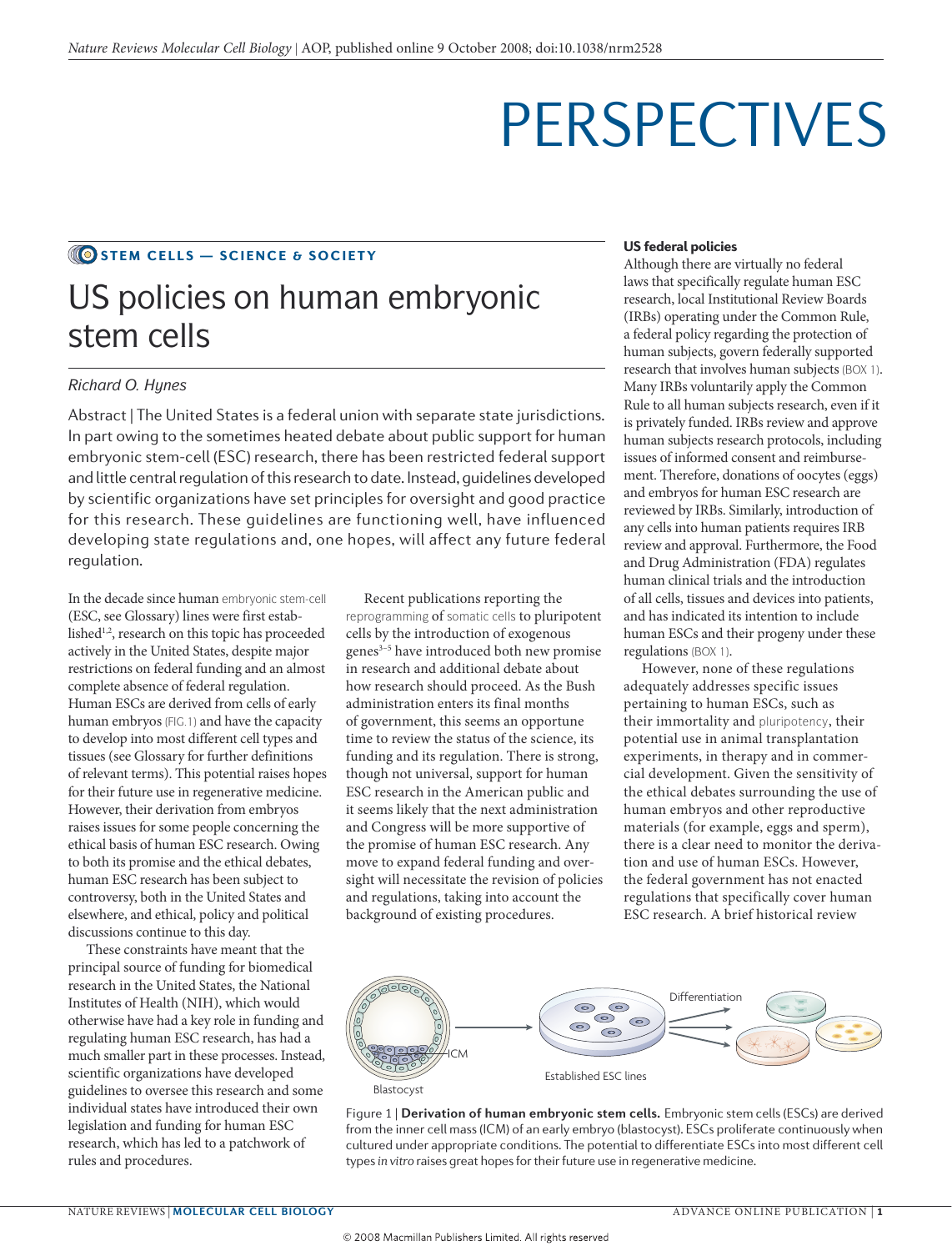# PERSPECTIVES

STEM CELLS — SCIENCE & SOCIETY

## US policies on human embryonic stem cells

*Richard O. Hynes*

Abstract | The United States is a federal union with separate state jurisdictions. In part owing to the sometimes heated debate about public support for human embryonic stem-cell (ESC) research, there has been restricted federal support and little central regulation of this research to date. Instead, guidelines developed by scientific organizations have set principles for oversight and good practice for this research. These guidelines are functioning well, have influenced developing state regulations and, one hopes, will affect any future federal regulation.

In the decade since human embryonic stem-cell (ESC, see Glossary) lines were first established[1,2], research on this topic has proceeded actively in the United States, despite major restrictions on federal funding and an almost complete absence of federal regulation. Human ESCs are derived from cells of early human embryos (FIG. 1) and have the capacity to develop into most different cell types and tissues (see Glossary for further definitions of relevant terms). This potential raises hopes for their future use in regenerative medicine. However, their derivation from embryos raises issues for some people concerning the ethical basis of human ESC research. Owing to both its promise and the ethical debates, human ESC research has been subject to controversy, both in the United States and elsewhere, and ethical, policy and political discussions continue to this day.

These constraints have meant that the principal source of funding for biomedical research in the United States, the National Institutes of Health (NIH), which would otherwise have had a key role in funding and regulating human ESC research, has had a much smaller part in these processes. Instead, scientific organizations have developed guidelines to oversee this research and some individual states have introduced their own legislation and funding for human ESC research, which has led to a patchwork of rules and procedures.

Recent publications reporting the reprogramming of somatic cells to pluripotent cells by the introduction of exogenous genes[3–5] have introduced both new promise in research and additional debate about how research should proceed. As the Bush administration enters its final months of government, this seems an opportune time to review the status of the science, its funding and its regulation. There is strong, though not universal, support for human ESC research in the American public and it seems likely that the next administration and Congress will be more supportive of the promise of human ESC research. Any move to expand federal funding and oversight will necessitate the revision of policies and regulations, taking into account the background of existing procedures.

### US federal policies

Although there are virtually no federal laws that specifically regulate human ESC research, local Institutional Review Boards (IRBs) operating under the Common Rule, a federal policy regarding the protection of human subjects, govern federally supported research that involves human subjects (BOX 1). Many IRBs voluntarily apply the Common Rule to all human subjects research, even if it is privately funded. IRBs review and approve human subjects research protocols, including issues of informed consent and reimbursement. Therefore, donations of oocytes (eggs) and embryos for human ESC research are reviewed by IRBs. Similarly, introduction of any cells into human patients requires IRB review and approval. Furthermore, the Food and Drug Administration (FDA) regulates human clinical trials and the introduction of all cells, tissues and devices into patients, and has indicated its intention to include human ESCs and their progeny under these regulations (BOX 1).

However, none of these regulations adequately addresses specific issues pertaining to human ESCs, such as their immortality and pluripotency, their potential use in animal transplantation experiments, in therapy and in commercial development. Given the sensitivity of the ethical debates surrounding the use of human embryos and other reproductive materials (for example, eggs and sperm), there is a clear need to monitor the derivation and use of human ESCs. However, the federal government has not enacted regulations that specifically cover human ESC research. A brief historical review

Blastocyst
ICM
Established ESC lines
Differentiation

Figure 1 | **Derivation of human embryonic stem cells.** Embryonic stem cells (ESCs) are derived from the inner cell mass (ICM) of an early embryo (blastocyst). ESCs proliferate continuously when cultured under appropriate conditions. The potential to differentiate ESCs into most different cell types *in vitro* raises great hopes for their future use in regenerative medicine.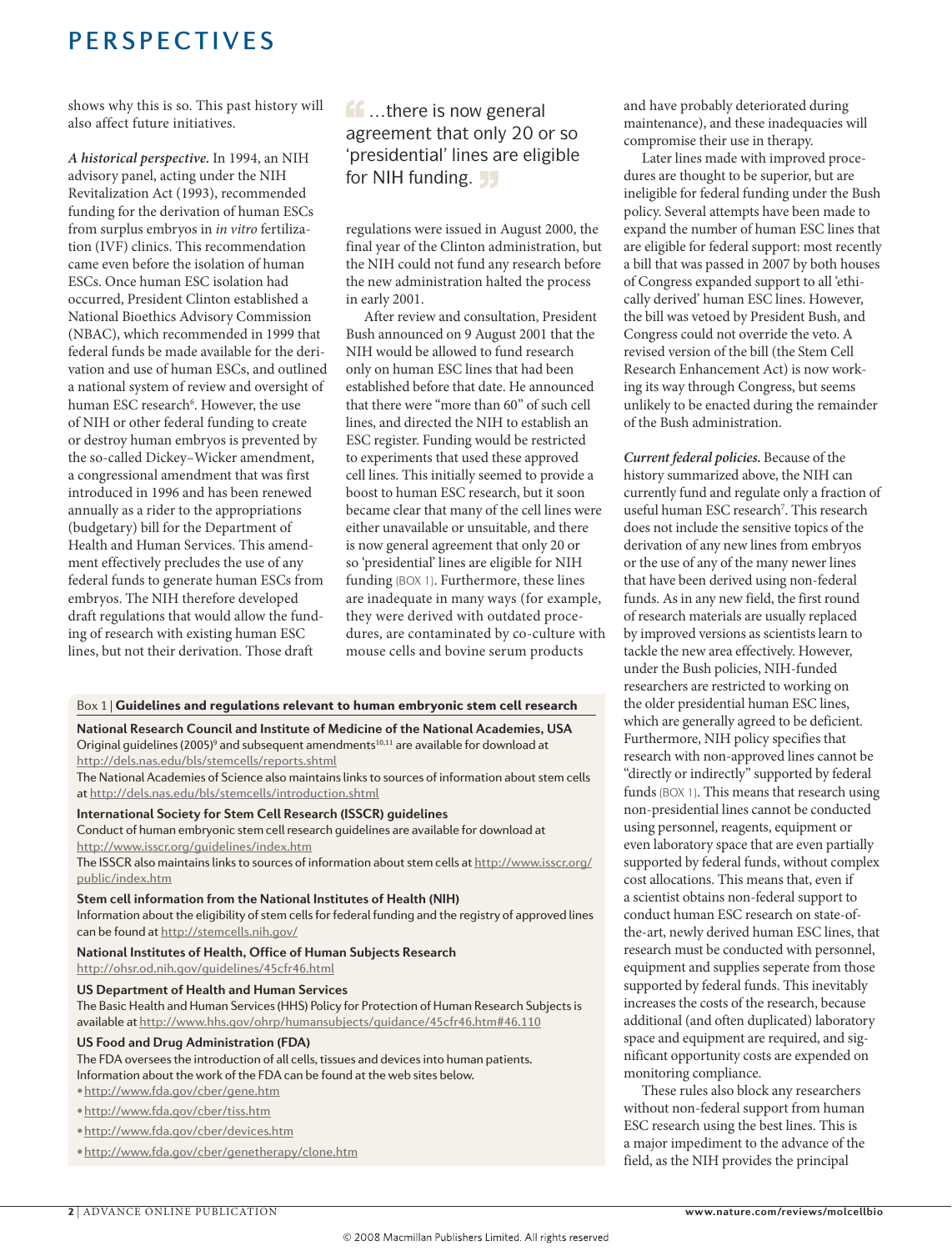shows why this is so. This past history will also affect future initiatives.

*A historical perspective.* In 1994, an NIH advisory panel, acting under the NIH Revitalization Act (1993), recommended funding for the derivation of human ESCs from surplus embryos in *in vitro* fertilization (IVF) clinics. This recommendation came even before the isolation of human ESCs. Once human ESC isolation had occurred, President Clinton established a National Bioethics Advisory Commission (NBAC), which recommended in 1999 that federal funds be made available for the derivation and use of human ESCs, and outlined a national system of review and oversight of human ESC research[6]. However, the use of NIH or other federal funding to create or destroy human embryos is prevented by the so-called Dickey–Wicker amendment, a congressional amendment that was first introduced in 1996 and has been renewed annually as a rider to the appropriations (budgetary) bill for the Department of Health and Human Services. This amendment effectively precludes the use of any federal funds to generate human ESCs from embryos. The NIH therefore developed draft regulations that would allow the funding of research with existing human ESC lines, but not their derivation. Those draft regulations were issued in August 2000, the final year of the Clinton administration, but the NIH could not fund any research before the new administration halted the process in early 2001.

> …there is now general agreement that only 20 or so 'presidential' lines are eligible for NIH funding.

After review and consultation, President Bush announced on 9 August 2001 that the NIH would be allowed to fund research only on human ESC lines that had been established before that date. He announced that there were "more than 60" of such cell lines, and directed the NIH to establish an ESC register. Funding would be restricted to experiments that used these approved cell lines. This initially seemed to provide a boost to human ESC research, but it soon became clear that many of the cell lines were either unavailable or unsuitable, and there is now general agreement that only 20 or so 'presidential' lines are eligible for NIH funding (BOX 1). Furthermore, these lines are inadequate in many ways (for example, they were derived with outdated procedures, are contaminated by co-culture with mouse cells and bovine serum products and have probably deteriorated during maintenance), and these inadequacies will compromise their use in therapy.

Later lines made with improved procedures are thought to be superior, but are ineligible for federal funding under the Bush policy. Several attempts have been made to expand the number of human ESC lines that are eligible for federal support: most recently a bill that was passed in 2007 by both houses of Congress expanded support to all 'ethically derived' human ESC lines. However, the bill was vetoed by President Bush, and Congress could not override the veto. A revised version of the bill (the Stem Cell Research Enhancement Act) is now working its way through Congress, but seems unlikely to be enacted during the remainder of the Bush administration.

*Current federal policies.* Because of the history summarized above, the NIH can currently fund and regulate only a fraction of useful human ESC research[7]. This research does not include the sensitive topics of the derivation of any new lines from embryos or the use of any of the many newer lines that have been derived using non-federal funds. As in any new field, the first round of research materials are usually replaced by improved versions as scientists learn to tackle the new area effectively. However, under the Bush policies, NIH-funded researchers are restricted to working on the older presidential human ESC lines, which are generally agreed to be deficient. Furthermore, NIH policy specifies that research with non-approved lines cannot be "directly or indirectly" supported by federal funds (BOX 1). This means that research using non-presidential lines cannot be conducted using personnel, reagents, equipment or even laboratory space that are even partially supported by federal funds, without complex cost allocations. This means that, even if a scientist obtains non-federal support to conduct human ESC research on state-of-the-art, newly derived human ESC lines, that research must be conducted with personnel, equipment and supplies seperate from those supported by federal funds. This inevitably increases the costs of the research, because additional (and often duplicated) laboratory space and equipment are required, and significant opportunity costs are expended on monitoring compliance.

These rules also block any researchers without non-federal support from human ESC research using the best lines. This is a major impediment to the advance of the field, as the NIH provides the principal

---

**Box 1 | Guidelines and regulations relevant to human embryonic stem cell research**

**National Research Council and Institute of Medicine of the National Academies, USA**
Original guidelines (2005)[9] and subsequent amendments[10,11] are available for download at http://dels.nas.edu/bls/stemcells/reports.shtml
The National Academies of Science also maintains links to sources of information about stem cells at http://dels.nas.edu/bls/stemcells/introduction.shtml

**International Society for Stem Cell Research (ISSCR) guidelines**
Conduct of human embryonic stem cell research guidelines are available for download at http://www.isscr.org/guidelines/index.htm
The ISSCR also maintains links to sources of information about stem cells at http://www.isscr.org/public/index.htm

**Stem cell information from the National Institutes of Health (NIH)**
Information about the eligibility of stem cells for federal funding and the registry of approved lines can be found at http://stemcells.nih.gov/

**National Institutes of Health, Office of Human Subjects Research**
http://ohsr.od.nih.gov/guidelines/45cfr46.html

**US Department of Health and Human Services**
The Basic Health and Human Services (HHS) Policy for Protection of Human Research Subjects is available at http://www.hhs.gov/ohrp/humansubjects/guidance/45cfr46.htm#46.110

**US Food and Drug Administration (FDA)**
The FDA oversees the introduction of all cells, tissues and devices into human patients. Information about the work of the FDA can be found at the web sites below.
- http://www.fda.gov/cber/gene.htm
- http://www.fda.gov/cber/tiss.htm
- http://www.fda.gov/cber/devices.htm
- http://www.fda.gov/cber/genetherapy/clone.htm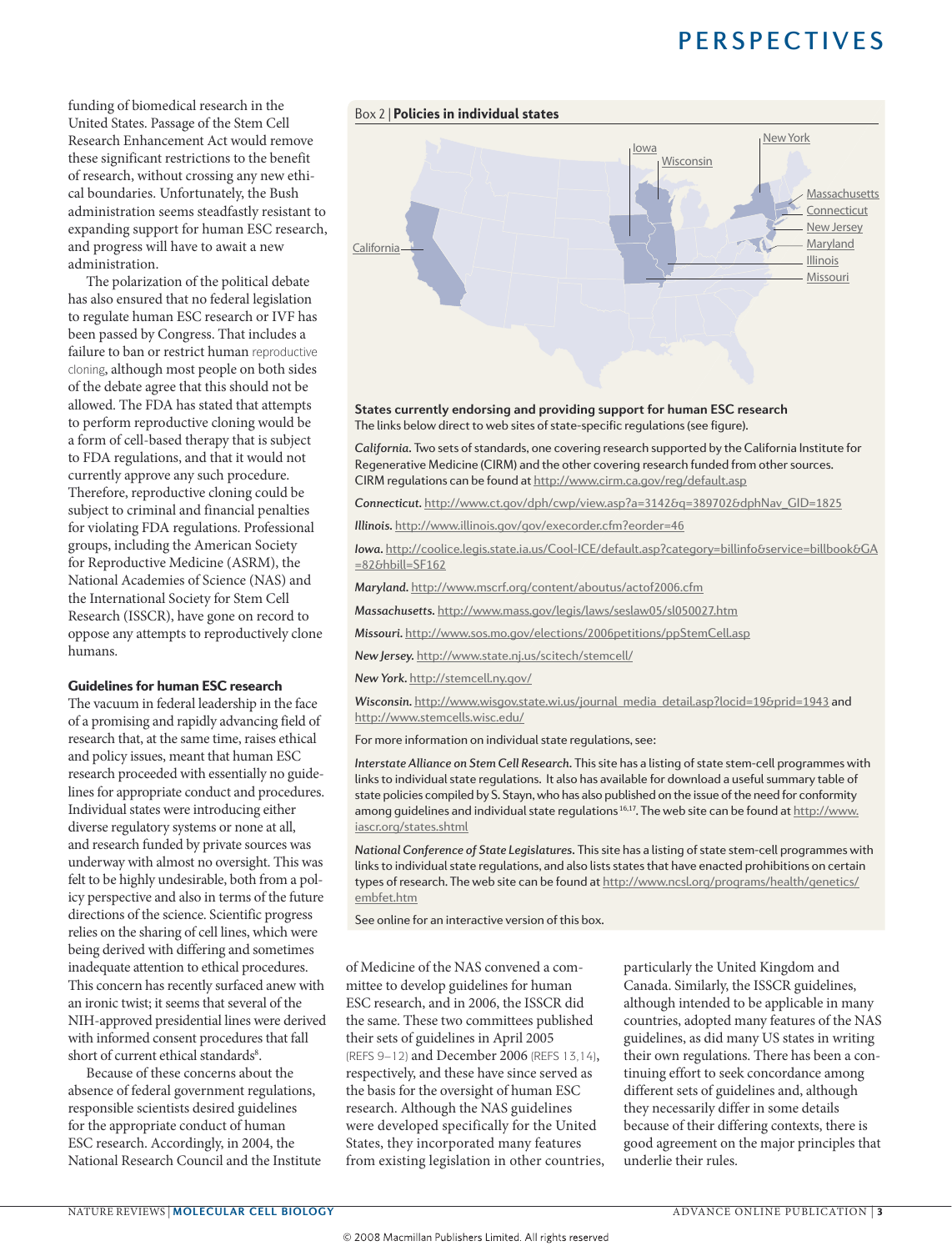funding of biomedical research in the United States. Passage of the Stem Cell Research Enhancement Act would remove these significant restrictions to the benefit of research, without crossing any new ethical boundaries. Unfortunately, the Bush administration seems steadfastly resistant to expanding support for human ESC research, and progress will have to await a new administration.

The polarization of the political debate has also ensured that no federal legislation to regulate human ESC research or IVF has been passed by Congress. That includes a failure to ban or restrict human reproductive cloning, although most people on both sides of the debate agree that this should not be allowed. The FDA has stated that attempts to perform reproductive cloning would be a form of cell-based therapy that is subject to FDA regulations, and that it would not currently approve any such procedure. Therefore, reproductive cloning could be subject to criminal and financial penalties for violating FDA regulations. Professional groups, including the American Society for Reproductive Medicine (ASRM), the National Academies of Science (NAS) and the International Society for Stem Cell Research (ISSCR), have gone on record to oppose any attempts to reproductively clone humans.

## Guidelines for human ESC research

The vacuum in federal leadership in the face of a promising and rapidly advancing field of research that, at the same time, raises ethical and policy issues, meant that human ESC research proceeded with essentially no guidelines for appropriate conduct and procedures. Individual states were introducing either diverse regulatory systems or none at all, and research funded by private sources was underway with almost no oversight. This was felt to be highly undesirable, both from a policy perspective and also in terms of the future directions of the science. Scientific progress relies on the sharing of cell lines, which were being derived with differing and sometimes inadequate attention to ethical procedures. This concern has recently surfaced anew with an ironic twist; it seems that several of the NIH-approved presidential lines were derived with informed consent procedures that fall short of current ethical standards[8].

Because of these concerns about the absence of federal government regulations, responsible scientists desired guidelines for the appropriate conduct of human ESC research. Accordingly, in 2004, the National Research Council and the Institute of Medicine of the NAS convened a committee to develop guidelines for human ESC research, and in 2006, the ISSCR did the same. These two committees published their sets of guidelines in April 2005 (REFS 9–12) and December 2006 (REFS 13,14), respectively, and these have since served as the basis for the oversight of human ESC research. Although the NAS guidelines were developed specifically for the United States, they incorporated many features from existing legislation in other countries, particularly the United Kingdom and Canada. Similarly, the ISSCR guidelines, although intended to be applicable in many countries, adopted many features of the NAS guidelines, as did many US states in writing their own regulations. There has been a continuing effort to seek concordance among different sets of guidelines and, although they necessarily differ in some details because of their differing contexts, there is good agreement on the major principles that underlie their rules.

---

### Box 2 | Policies in individual states

California, Iowa, Wisconsin, New York, Massachusetts, Connecticut, New Jersey, Maryland, Illinois, Missouri

**States currently endorsing and providing support for human ESC research**

The links below direct to web sites of state-specific regulations (see figure).

*California.* Two sets of standards, one covering research supported by the California Institute for Regenerative Medicine (CIRM) and the other covering research funded from other sources. CIRM regulations can be found at http://www.cirm.ca.gov/reg/default.asp

*Connecticut.* http://www.ct.gov/dph/cwp/view.asp?a=3142&q=389702&dphNav_GID=1825

*Illinois.* http://www.illinois.gov/gov/execorder.cfm?eorder=46

*Iowa.* http://coolice.legis.state.ia.us/Cool-ICE/default.asp?category=billinfo&service=billbook&GA=82&hbill=SF162

*Maryland.* http://www.mscrf.org/content/aboutus/actof2006.cfm

*Massachusetts.* http://www.mass.gov/legis/laws/seslaw05/sl050027.htm

*Missouri.* http://www.sos.mo.gov/elections/2006petitions/ppStemCell.asp

*New Jersey.* http://www.state.nj.us/scitech/stemcell/

*New York.* http://stemcell.ny.gov/

*Wisconsin.* http://www.wisgov.state.wi.us/journal_media_detail.asp?locid=19&prid=1943 and http://www.stemcells.wisc.edu/

For more information on individual state regulations, see:

*Interstate Alliance on Stem Cell Research.* This site has a listing of state stem-cell programmes with links to individual state regulations. It also has available for download a useful summary table of state policies compiled by S. Stayn, who has also published on the issue of the need for conformity among guidelines and individual state regulations[16,17]. The web site can be found at http://www.iascr.org/states.shtml

*National Conference of State Legislatures.* This site has a listing of state stem-cell programmes with links to individual state regulations, and also lists states that have enacted prohibitions on certain types of research. The web site can be found at http://www.ncsl.org/programs/health/genetics/embfet.htm

See online for an interactive version of this box.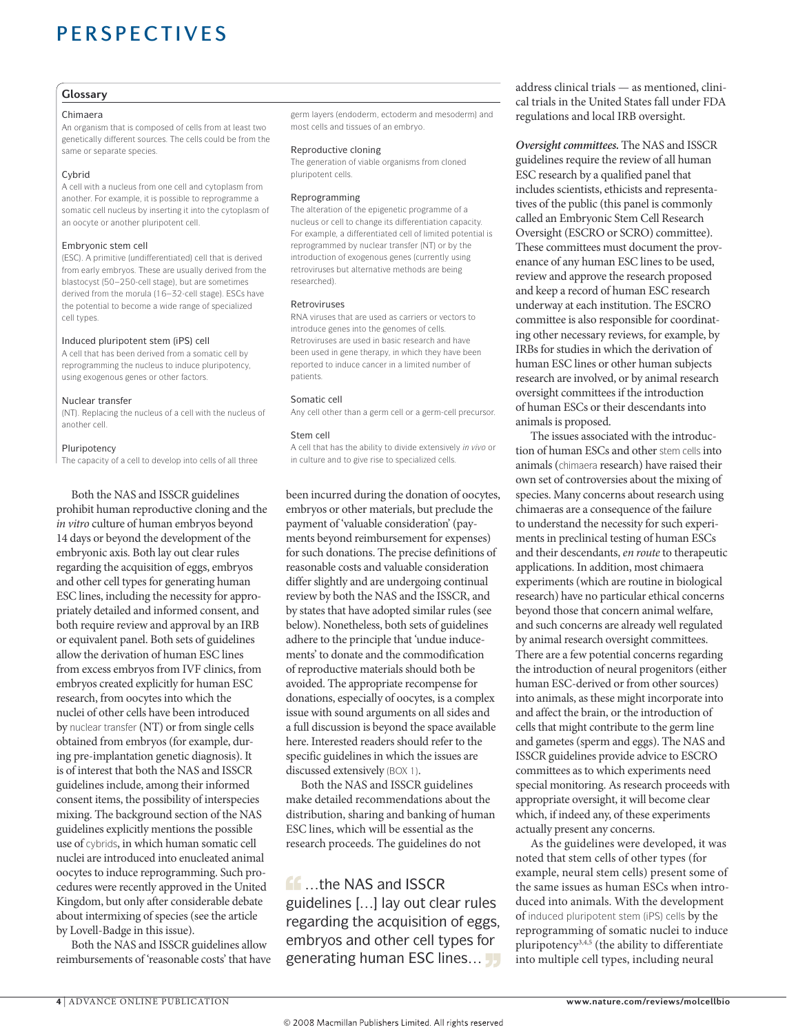## Glossary

**Chimaera**
An organism that is composed of cells from at least two genetically different sources. The cells could be from the same or separate species.

**Cybrid**
A cell with a nucleus from one cell and cytoplasm from another. For example, it is possible to reprogramme a somatic cell nucleus by inserting it into the cytoplasm of an oocyte or another pluripotent cell.

**Embryonic stem cell**
(ESC). A primitive (undifferentiated) cell that is derived from early embryos. These are usually derived from the blastocyst (50–250-cell stage), but are sometimes derived from the morula (16–32-cell stage). ESCs have the potential to become a wide range of specialized cell types.

**Induced pluripotent stem (iPS) cell**
A cell that has been derived from a somatic cell by reprogramming the nucleus to induce pluripotency, using exogenous genes or other factors.

**Nuclear transfer**
(NT). Replacing the nucleus of a cell with the nucleus of another cell.

**Pluripotency**
The capacity of a cell to develop into cells of all three germ layers (endoderm, ectoderm and mesoderm) and most cells and tissues of an embryo.

**Reproductive cloning**
The generation of viable organisms from cloned pluripotent cells.

**Reprogramming**
The alteration of the epigenetic programme of a nucleus or cell to change its differentiation capacity. For example, a differentiated cell of limited potential is reprogrammed by nuclear transfer (NT) or by the introduction of exogenous genes (currently using retroviruses but alternative methods are being researched).

**Retroviruses**
RNA viruses that are used as carriers or vectors to introduce genes into the genomes of cells. Retroviruses are used in basic research and have been used in gene therapy, in which they have been reported to induce cancer in a limited number of patients.

**Somatic cell**
Any cell other than a germ cell or a germ-cell precursor.

**Stem cell**
A cell that has the ability to divide extensively *in vivo* or in culture and to give rise to specialized cells.

Both the NAS and ISSCR guidelines prohibit human reproductive cloning and the *in vitro* culture of human embryos beyond 14 days or beyond the development of the embryonic axis. Both lay out clear rules regarding the acquisition of eggs, embryos and other cell types for generating human ESC lines, including the necessity for appropriately detailed and informed consent, and both require review and approval by an IRB or equivalent panel. Both sets of guidelines allow the derivation of human ESC lines from excess embryos from IVF clinics, from embryos created explicitly for human ESC research, from oocytes into which the nuclei of other cells have been introduced by nuclear transfer (NT) or from single cells obtained from embryos (for example, during pre-implantation genetic diagnosis). It is of interest that both the NAS and ISSCR guidelines include, among their informed consent items, the possibility of interspecies mixing. The background section of the NAS guidelines explicitly mentions the possible use of cybrids, in which human somatic cell nuclei are introduced into enucleated animal oocytes to induce reprogramming. Such procedures were recently approved in the United Kingdom, but only after considerable debate about intermixing of species (see the article by Lovell-Badge in this issue).

Both the NAS and ISSCR guidelines allow reimbursements of 'reasonable costs' that have been incurred during the donation of oocytes, embryos or other materials, but preclude the payment of 'valuable consideration' (payments beyond reimbursement for expenses) for such donations. The precise definitions of reasonable costs and valuable consideration differ slightly and are undergoing continual review by both the NAS and the ISSCR, and by states that have adopted similar rules (see below). Nonetheless, both sets of guidelines adhere to the principle that 'undue inducements' to donate and the commodification of reproductive materials should both be avoided. The appropriate recompense for donations, especially of oocytes, is a complex issue with sound arguments on all sides and a full discussion is beyond the space available here. Interested readers should refer to the specific guidelines in which the issues are discussed extensively (BOX 1).

Both the NAS and ISSCR guidelines make detailed recommendations about the distribution, sharing and banking of human ESC lines, which will be essential as the research proceeds. The guidelines do not address clinical trials — as mentioned, clinical trials in the United States fall under FDA regulations and local IRB oversight.

> …the NAS and ISSCR guidelines […] lay out clear rules regarding the acquisition of eggs, embryos and other cell types for generating human ESC lines…

***Oversight committees.*** The NAS and ISSCR guidelines require the review of all human ESC research by a qualified panel that includes scientists, ethicists and representatives of the public (this panel is commonly called an Embryonic Stem Cell Research Oversight (ESCRO or SCRO) committee). These committees must document the provenance of any human ESC lines to be used, review and approve the research proposed and keep a record of human ESC research underway at each institution. The ESCRO committee is also responsible for coordinating other necessary reviews, for example, by IRBs for studies in which the derivation of human ESC lines or other human subjects research are involved, or by animal research oversight committees if the introduction of human ESCs or their descendants into animals is proposed.

The issues associated with the introduction of human ESCs and other stem cells into animals (chimaera research) have raised their own set of controversies about the mixing of species. Many concerns about research using chimaeras are a consequence of the failure to understand the necessity for such experiments in preclinical testing of human ESCs and their descendants, *en route* to therapeutic applications. In addition, most chimaera experiments (which are routine in biological research) have no particular ethical concerns beyond those that concern animal welfare, and such concerns are already well regulated by animal research oversight committees. There are a few potential concerns regarding the introduction of neural progenitors (either human ESC-derived or from other sources) into animals, as these might incorporate into and affect the brain, or the introduction of cells that might contribute to the germ line and gametes (sperm and eggs). The NAS and ISSCR guidelines provide advice to ESCRO committees as to which experiments need special monitoring. As research proceeds with appropriate oversight, it will become clear which, if indeed any, of these experiments actually present any concerns.

As the guidelines were developed, it was noted that stem cells of other types (for example, neural stem cells) present some of the same issues as human ESCs when introduced into animals. With the development of induced pluripotent stem (iPS) cells by the reprogramming of somatic nuclei to induce pluripotency[3,4,5] (the ability to differentiate into multiple cell types, including neural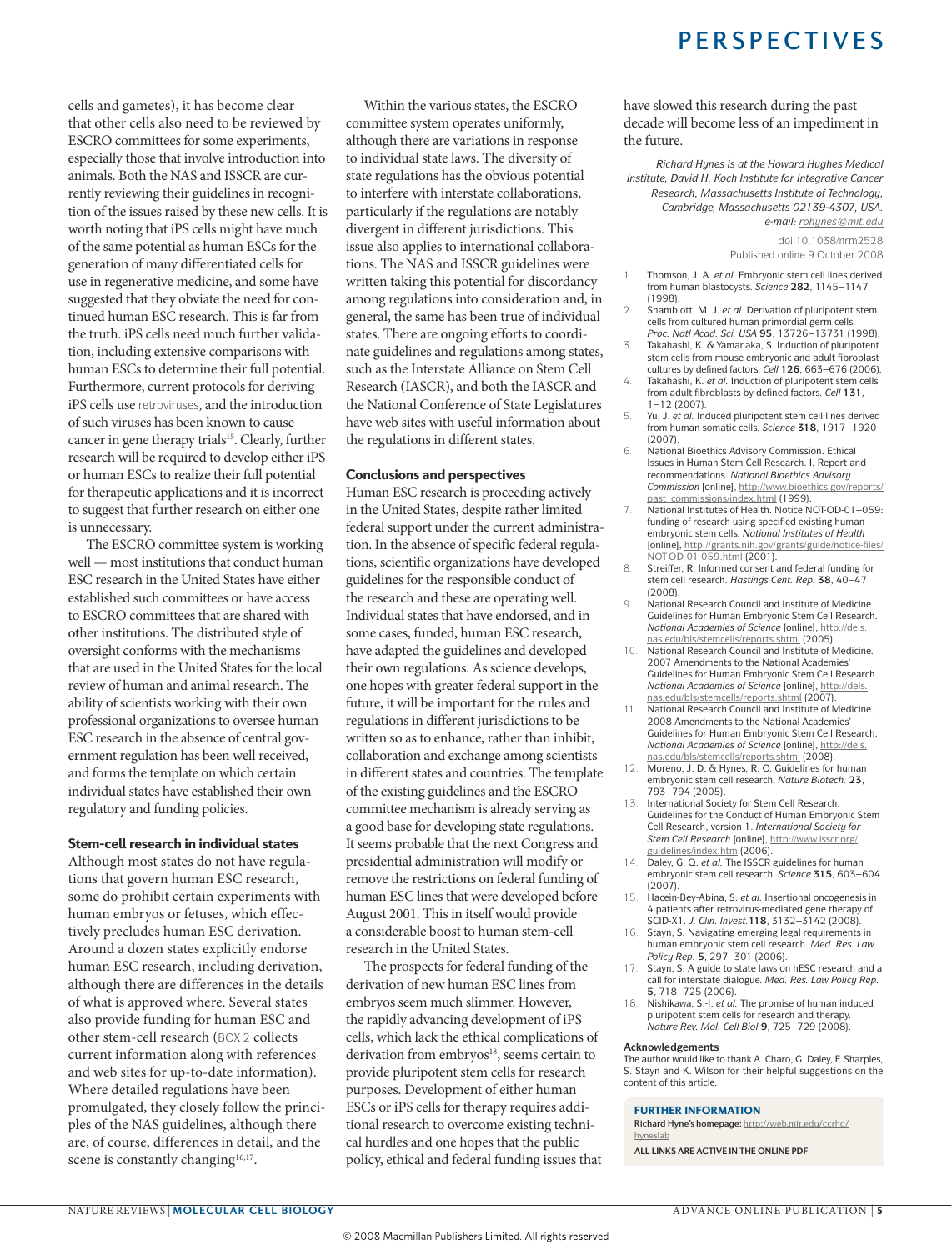cells and gametes), it has become clear that other cells also need to be reviewed by ESCRO committees for some experiments, especially those that involve introduction into animals. Both the NAS and ISSCR are currently reviewing their guidelines in recognition of the issues raised by these new cells. It is worth noting that iPS cells might have much of the same potential as human ESCs for the generation of many differentiated cells for use in regenerative medicine, and some have suggested that they obviate the need for continued human ESC research. This is far from the truth. iPS cells need much further validation, including extensive comparisons with human ESCs to determine their full potential. Furthermore, current protocols for deriving iPS cells use retroviruses, and the introduction of such viruses has been known to cause cancer in gene therapy trials[15]. Clearly, further research will be required to develop either iPS or human ESCs to realize their full potential for therapeutic applications and it is incorrect to suggest that further research on either one is unnecessary.

The ESCRO committee system is working well — most institutions that conduct human ESC research in the United States have either established such committees or have access to ESCRO committees that are shared with other institutions. The distributed style of oversight conforms with the mechanisms that are used in the United States for the local review of human and animal research. The ability of scientists working with their own professional organizations to oversee human ESC research in the absence of central government regulation has been well received, and forms the template on which certain individual states have established their own regulatory and funding policies.

### Stem-cell research in individual states

Although most states do not have regulations that govern human ESC research, some do prohibit certain experiments with human embryos or fetuses, which effectively precludes human ESC derivation. Around a dozen states explicitly endorse human ESC research, including derivation, although there are differences in the details of what is approved where. Several states also provide funding for human ESC and other stem-cell research (BOX 2 collects current information along with references and web sites for up-to-date information). Where detailed regulations have been promulgated, they closely follow the principles of the NAS guidelines, although there are, of course, differences in detail, and the scene is constantly changing[16,17].

Within the various states, the ESCRO committee system operates uniformly, although there are variations in response to individual state laws. The diversity of state regulations has the obvious potential to interfere with interstate collaborations, particularly if the regulations are notably divergent in different jurisdictions. This issue also applies to international collaborations. The NAS and ISSCR guidelines were written taking this potential for discordancy among regulations into consideration and, in general, the same has been true of individual states. There are ongoing efforts to coordinate guidelines and regulations among states, such as the Interstate Alliance on Stem Cell Research (IASCR), and both the IASCR and the National Conference of State Legislatures have web sites with useful information about the regulations in different states.

### Conclusions and perspectives

Human ESC research is proceeding actively in the United States, despite rather limited federal support under the current administration. In the absence of specific federal regulations, scientific organizations have developed guidelines for the responsible conduct of the research and these are operating well. Individual states that have endorsed, and in some cases, funded, human ESC research, have adapted the guidelines and developed their own regulations. As science develops, one hopes with greater federal support in the future, it will be important for the rules and regulations in different jurisdictions to be written so as to enhance, rather than inhibit, collaboration and exchange among scientists in different states and countries. The template of the existing guidelines and the ESCRO committee mechanism is already serving as a good base for developing state regulations. It seems probable that the next Congress and presidential administration will modify or remove the restrictions on federal funding of human ESC lines that were developed before August 2001. This in itself would provide a considerable boost to human stem-cell research in the United States.

The prospects for federal funding of the derivation of new human ESC lines from embryos seem much slimmer. However, the rapidly advancing development of iPS cells, which lack the ethical complications of derivation from embryos[18], seems certain to provide pluripotent stem cells for research purposes. Development of either human ESCs or iPS cells for therapy requires additional research to overcome existing technical hurdles and one hopes that the public policy, ethical and federal funding issues that have slowed this research during the past decade will become less of an impediment in the future.

*Richard Hynes is at the Howard Hughes Medical Institute, David H. Koch Institute for Integrative Cancer Research, Massachusetts Institute of Technology, Cambridge, Massachusetts 02139-4307, USA.*
*e-mail: rohynes@mit.edu*

doi:10.1038/nrm2528
Published online 9 October 2008

1. Thomson, J. A. *et al.* Embryonic stem cell lines derived from human blastocysts. *Science* **282**, 1145–1147 (1998).
2. Shamblott, M. J. *et al.* Derivation of pluripotent stem cells from cultured human primordial germ cells. *Proc. Natl Acad. Sci. USA* **95**, 13726–13731 (1998).
3. Takahashi, K. & Yamanaka, S. Induction of pluripotent stem cells from mouse embryonic and adult fibroblast cultures by defined factors. *Cell* **126**, 663–676 (2006).
4. Takahashi, K. *et al.* Induction of pluripotent stem cells from adult fibroblasts by defined factors. *Cell* **131**, 1–12 (2007).
5. Yu, J. *et al.* Induced pluripotent stem cell lines derived from human somatic cells. *Science* **318**, 1917–1920 (2007).
6. National Bioethics Advisory Commission. Ethical Issues in Human Stem Cell Research. I. Report and recommendations. *National Bioethics Advisory Commission* [online], http://www.bioethics.gov/reports/past_commissions/index.html (1999).
7. National Institutes of Health. Notice NOT-OD-01–059: funding of research using specified existing human embryonic stem cells. *National Institutes of Health* [online], http://grants.nih.gov/grants/guide/notice-files/NOT-OD-01-059.html (2001).
8. Streiffer, R. Informed consent and federal funding for stem cell research. *Hastings Cent. Rep.* **38**, 40–47 (2008).
9. National Research Council and Institute of Medicine. Guidelines for Human Embryonic Stem Cell Research. *National Academies of Science* [online], http://dels.nas.edu/bls/stemcells/reports.shtml (2005).
10. National Research Council and Institute of Medicine. 2007 Amendments to the National Academies' Guidelines for Human Embryonic Stem Cell Research. *National Academies of Science* [online], http://dels.nas.edu/bls/stemcells/reports.shtml (2007).
11. National Research Council and Institute of Medicine. 2008 Amendments to the National Academies' Guidelines for Human Embryonic Stem Cell Research. *National Academies of Science* [online], http://dels.nas.edu/bls/stemcells/reports.shtml (2008).
12. Moreno, J. D. & Hynes, R. O. Guidelines for human embryonic stem cell research. *Nature Biotech.* **23**, 793–794 (2005).
13. International Society for Stem Cell Research. Guidelines for the Conduct of Human Embryonic Stem Cell Research, version 1. *International Society for Stem Cell Research* [online], http://www.isscr.org/guidelines/index.htm (2006).
14. Daley, G. Q. *et al.* The ISSCR guidelines for human embryonic stem cell research. *Science* **315**, 603–604 (2007).
15. Hacein-Bey-Abina, S. *et al.* Insertional oncogenesis in 4 patients after retrovirus-mediated gene therapy of SCID-X1. *J. Clin. Invest.* **118**, 3132–3142 (2008).
16. Stayn, S. Navigating emerging legal requirements in human embryonic stem cell research. *Med. Res. Law Policy Rep.* **5**, 297–301 (2006).
17. Stayn, S. A guide to state laws on hESC research and a call for interstate dialogue. *Med. Res. Law Policy Rep.* **5**, 718–725 (2006).
18. Nishikawa, S.-I. *et al.* The promise of human induced pluripotent stem cells for research and therapy. *Nature Rev. Mol. Cell Biol.* **9**, 725–729 (2008).

**Acknowledgements**

The author would like to thank A. Charo, G. Daley, F. Sharples, S. Stayn and K. Wilson for their helpful suggestions on the content of this article.

**FURTHER INFORMATION**

**Richard Hyne's homepage:** http://web.mit.edu/ccrhq/hyneslab

**ALL LINKS ARE ACTIVE IN THE ONLINE PDF**